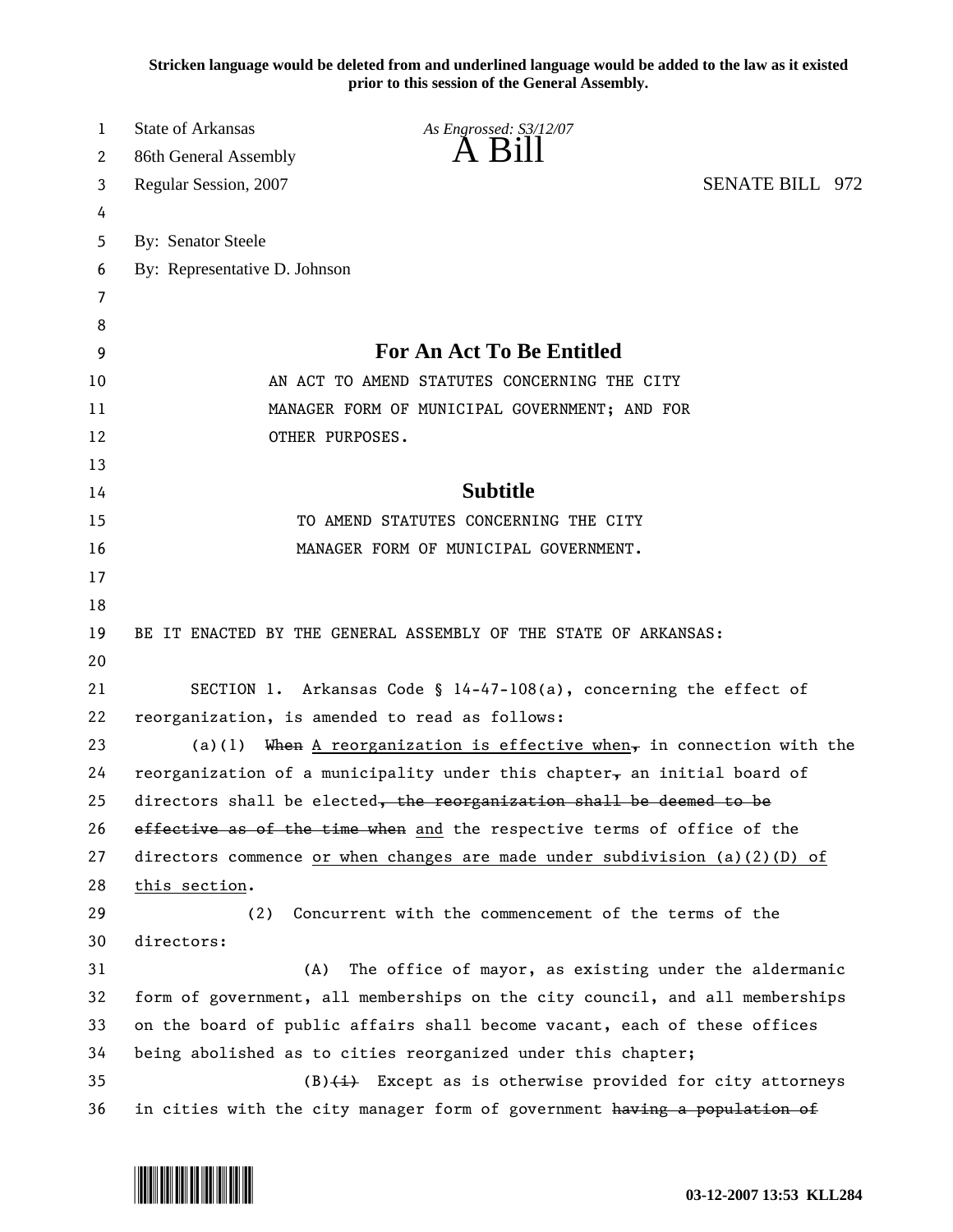Stricken language would be deleted from and underlined language would be added to the law as it existed prior to this session of the General Assembly.

State of Arkansas
86th General Assembly
Regular Session, 2007

*As Engrossed: S3/12/07*

# A Bill

SENATE BILL 972

By: Senator Steele
By: Representative D. Johnson

## For An Act To Be Entitled

AN ACT TO AMEND STATUTES CONCERNING THE CITY MANAGER FORM OF MUNICIPAL GOVERNMENT; AND FOR OTHER PURPOSES.

## Subtitle

TO AMEND STATUTES CONCERNING THE CITY MANAGER FORM OF MUNICIPAL GOVERNMENT.

BE IT ENACTED BY THE GENERAL ASSEMBLY OF THE STATE OF ARKANSAS:

SECTION 1. Arkansas Code § 14-47-108(a), concerning the effect of reorganization, is amended to read as follows:

(a)(1) ~~When~~ <u>A reorganization is effective when</u>~~,~~ in connection with the reorganization of a municipality under this chapter~~,~~ an initial board of directors shall be elected~~, the reorganization shall be deemed to be effective as of the time when~~ <u>and</u> the respective terms of office of the directors commence <u>or when changes are made under subdivision (a)(2)(D) of this section</u>.

(2) Concurrent with the commencement of the terms of the directors:

(A) The office of mayor, as existing under the aldermanic form of government, all memberships on the city council, and all memberships on the board of public affairs shall become vacant, each of these offices being abolished as to cities reorganized under this chapter;

(B)~~(i)~~ Except as is otherwise provided for city attorneys in cities with the city manager form of government ~~having a population of~~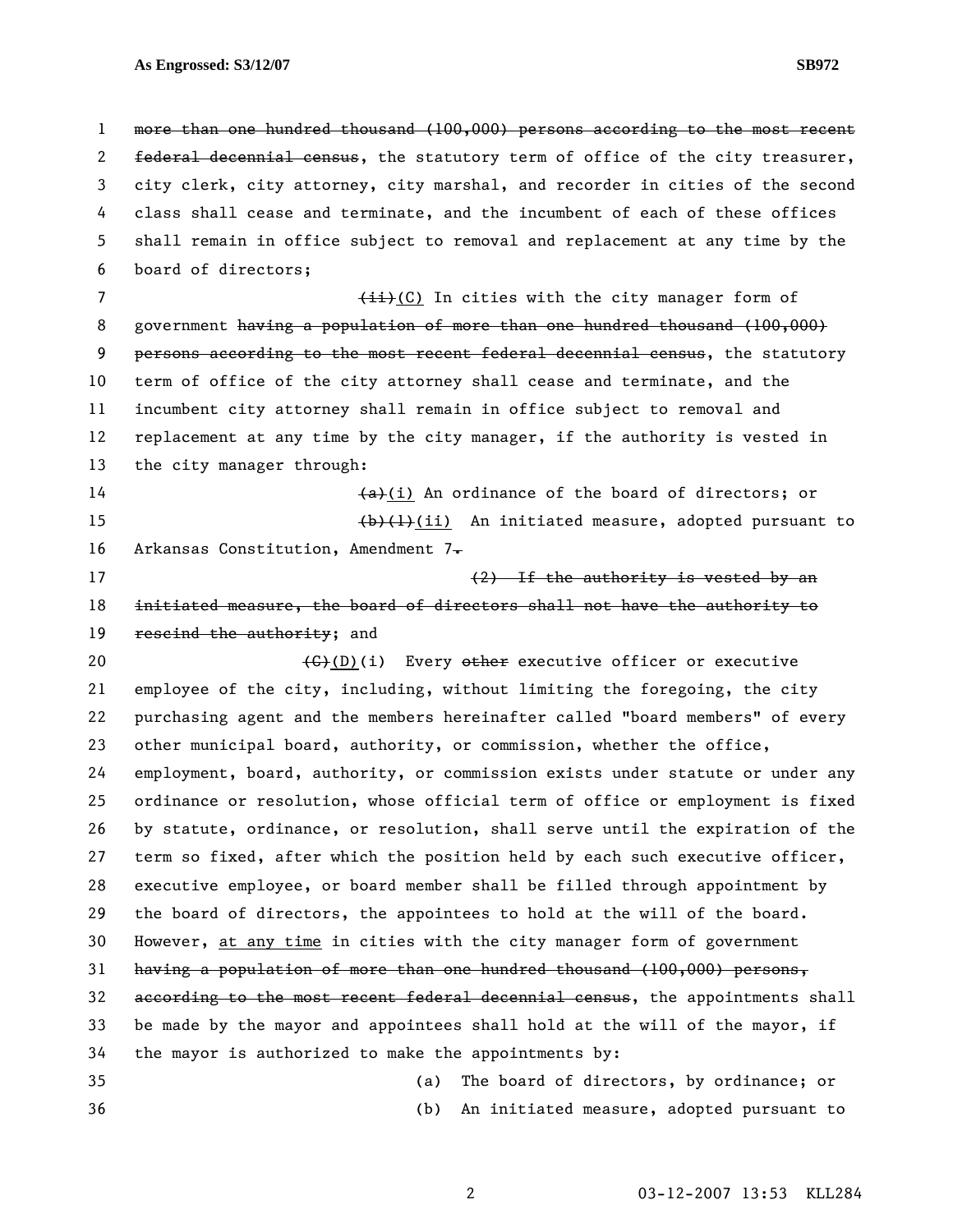~~more than one hundred thousand (100,000) persons according to the most recent federal decennial census~~, the statutory term of office of the city treasurer, city clerk, city attorney, city marshal, and recorder in cities of the second class shall cease and terminate, and the incumbent of each of these offices shall remain in office subject to removal and replacement at any time by the board of directors;

~~(ii)~~<u>(C)</u> In cities with the city manager form of government ~~having a population of more than one hundred thousand (100,000) persons according to the most recent federal decennial census~~, the statutory term of office of the city attorney shall cease and terminate, and the incumbent city attorney shall remain in office subject to removal and replacement at any time by the city manager, if the authority is vested in the city manager through:

~~(a)~~<u>(i)</u> An ordinance of the board of directors; or

~~(b)(1)~~<u>(ii)</u> An initiated measure, adopted pursuant to Arkansas Constitution, Amendment 7~~.~~

~~(2) If the authority is vested by an initiated measure, the board of directors shall not have the authority to rescind the authority~~; and

~~(C)~~<u>(D)</u>(i) Every ~~other~~ executive officer or executive employee of the city, including, without limiting the foregoing, the city purchasing agent and the members hereinafter called "board members" of every other municipal board, authority, or commission, whether the office, employment, board, authority, or commission exists under statute or under any ordinance or resolution, whose official term of office or employment is fixed by statute, ordinance, or resolution, shall serve until the expiration of the term so fixed, after which the position held by each such executive officer, executive employee, or board member shall be filled through appointment by the board of directors, the appointees to hold at the will of the board. However, <u>at any time</u> in cities with the city manager form of government ~~having a population of more than one hundred thousand (100,000) persons, according to the most recent federal decennial census~~, the appointments shall be made by the mayor and appointees shall hold at the will of the mayor, if the mayor is authorized to make the appointments by:

(a) The board of directors, by ordinance; or

(b) An initiated measure, adopted pursuant to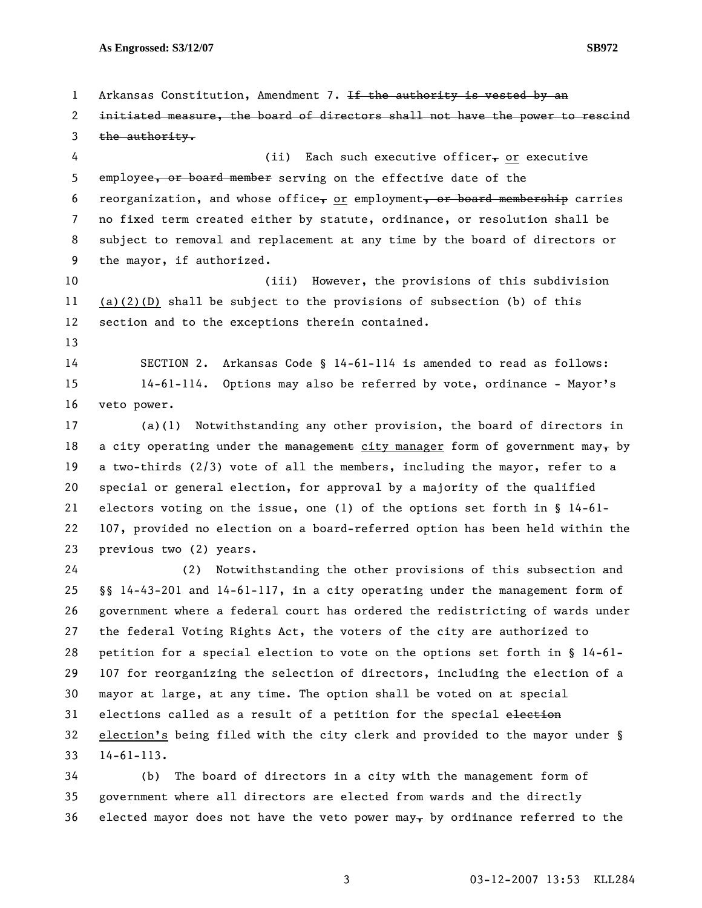Arkansas Constitution, Amendment 7. ~~If the authority is vested by an initiated measure, the board of directors shall not have the power to rescind the authority.~~

(ii) Each such executive officer~~,~~ or executive employee~~, or board member~~ serving on the effective date of the reorganization, and whose office~~,~~ or employment~~, or board membership~~ carries no fixed term created either by statute, ordinance, or resolution shall be subject to removal and replacement at any time by the board of directors or the mayor, if authorized.

(iii) However, the provisions of this subdivision (a)(2)(D) shall be subject to the provisions of subsection (b) of this section and to the exceptions therein contained.

SECTION 2. Arkansas Code § 14-61-114 is amended to read as follows:

14-61-114. Options may also be referred by vote, ordinance - Mayor's veto power.

(a)(1) Notwithstanding any other provision, the board of directors in a city operating under the ~~management~~ city manager form of government may~~,~~ by a two-thirds (2/3) vote of all the members, including the mayor, refer to a special or general election, for approval by a majority of the qualified electors voting on the issue, one (1) of the options set forth in § 14-61-107, provided no election on a board-referred option has been held within the previous two (2) years.

(2) Notwithstanding the other provisions of this subsection and §§ 14-43-201 and 14-61-117, in a city operating under the management form of government where a federal court has ordered the redistricting of wards under the federal Voting Rights Act, the voters of the city are authorized to petition for a special election to vote on the options set forth in § 14-61-107 for reorganizing the selection of directors, including the election of a mayor at large, at any time. The option shall be voted on at special elections called as a result of a petition for the special ~~election~~ election's being filed with the city clerk and provided to the mayor under § 14-61-113.

(b) The board of directors in a city with the management form of government where all directors are elected from wards and the directly elected mayor does not have the veto power may~~,~~ by ordinance referred to the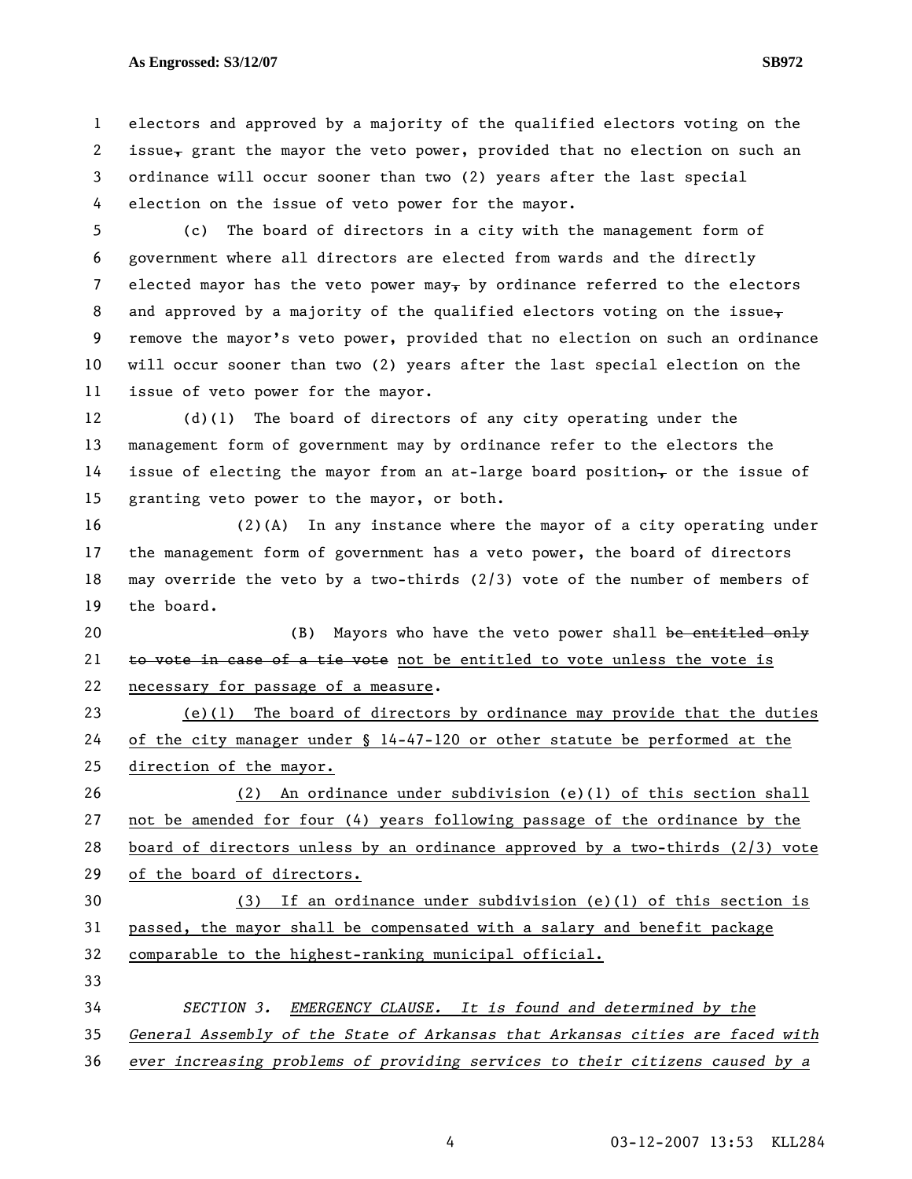electors and approved by a majority of the qualified electors voting on the issue~~,~~ grant the mayor the veto power, provided that no election on such an ordinance will occur sooner than two (2) years after the last special election on the issue of veto power for the mayor.

(c) The board of directors in a city with the management form of government where all directors are elected from wards and the directly elected mayor has the veto power may~~,~~ by ordinance referred to the electors and approved by a majority of the qualified electors voting on the issue~~,~~ remove the mayor's veto power, provided that no election on such an ordinance will occur sooner than two (2) years after the last special election on the issue of veto power for the mayor.

(d)(1) The board of directors of any city operating under the management form of government may by ordinance refer to the electors the issue of electing the mayor from an at-large board position~~,~~ or the issue of granting veto power to the mayor, or both.

(2)(A) In any instance where the mayor of a city operating under the management form of government has a veto power, the board of directors may override the veto by a two-thirds (2/3) vote of the number of members of the board.

(B) Mayors who have the veto power shall ~~be entitled only to vote in case of a tie vote~~ <u>not be entitled to vote unless the vote is necessary for passage of a measure</u>.

<u>(e)(1) The board of directors by ordinance may provide that the duties of the city manager under § 14-47-120 or other statute be performed at the direction of the mayor.</u>

<u>(2) An ordinance under subdivision (e)(1) of this section shall not be amended for four (4) years following passage of the ordinance by the board of directors unless by an ordinance approved by a two-thirds (2/3) vote of the board of directors.</u>

<u>(3) If an ordinance under subdivision (e)(1) of this section is passed, the mayor shall be compensated with a salary and benefit package comparable to the highest-ranking municipal official.</u>

*SECTION 3. <u>EMERGENCY CLAUSE.</u> It is found and determined by the General Assembly of the State of Arkansas that Arkansas cities are faced with ever increasing problems of providing services to their citizens caused by a*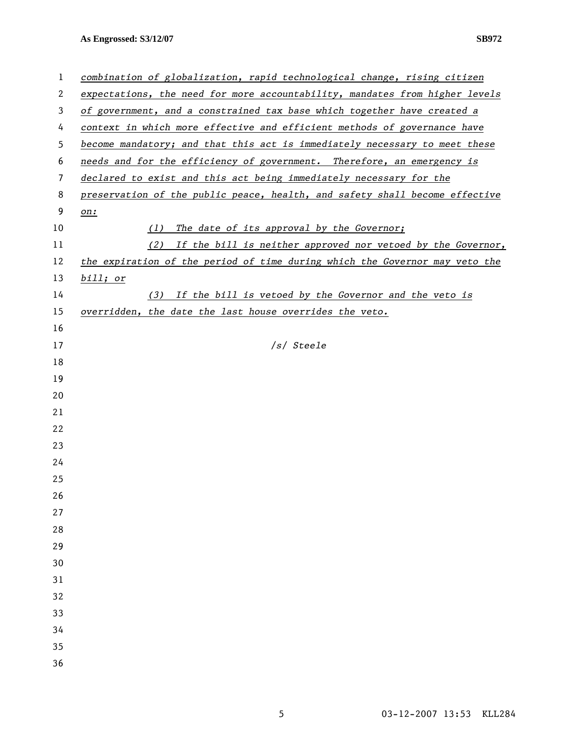*combination of globalization, rapid technological change, rising citizen expectations, the need for more accountability, mandates from higher levels of government, and a constrained tax base which together have created a context in which more effective and efficient methods of governance have become mandatory; and that this act is immediately necessary to meet these needs and for the efficiency of government. Therefore, an emergency is declared to exist and this act being immediately necessary for the preservation of the public peace, health, and safety shall become effective on:*

*(1) The date of its approval by the Governor;*

*(2) If the bill is neither approved nor vetoed by the Governor, the expiration of the period of time during which the Governor may veto the bill; or*

*(3) If the bill is vetoed by the Governor and the veto is overridden, the date the last house overrides the veto.*

*/s/ Steele*

03-12-2007 13:53 KLL284